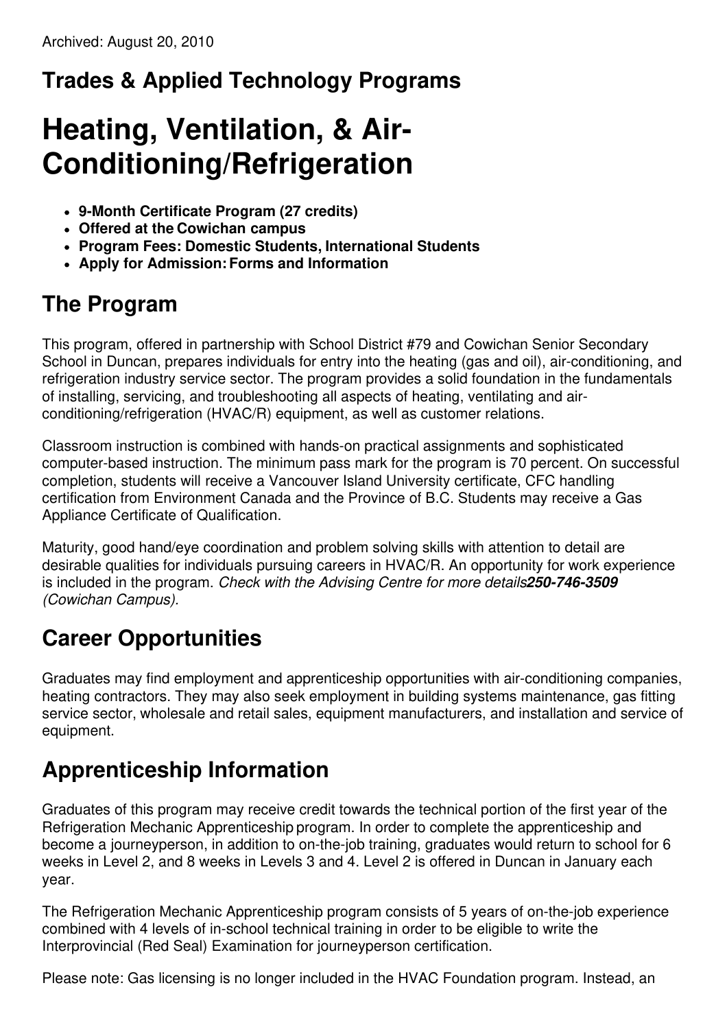Archived: August 20, 2010

## Trades & Applied Technology Programs

# Heating, Ventilation, & Air-Conditioning/Refrigeration

- **9-Month Certificate Program (27 credits)**
- **Offered at the Cowichan campus**
- **Program Fees: Domestic Students, International Students**
- **Apply for Admission: Forms and Information**

## The Program

This program, offered in partnership with School District #79 and Cowichan Senior Secondary School in Duncan, prepares individuals for entry into the heating (gas and oil), air-conditioning, and refrigeration industry service sector. The program provides a solid foundation in the fundamentals of installing, servicing, and troubleshooting all aspects of heating, ventilating and air-conditioning/refrigeration (HVAC/R) equipment, as well as customer relations.

Classroom instruction is combined with hands-on practical assignments and sophisticated computer-based instruction. The minimum pass mark for the program is 70 percent. On successful completion, students will receive a Vancouver Island University certificate, CFC handling certification from Environment Canada and the Province of B.C. Students may receive a Gas Appliance Certificate of Qualification.

Maturity, good hand/eye coordination and problem solving skills with attention to detail are desirable qualities for individuals pursuing careers in HVAC/R. An opportunity for work experience is included in the program. *Check with the Advising Centre for more details* ***250-746-3509*** *(Cowichan Campus).*

## Career Opportunities

Graduates may find employment and apprenticeship opportunities with air-conditioning companies, heating contractors. They may also seek employment in building systems maintenance, gas fitting service sector, wholesale and retail sales, equipment manufacturers, and installation and service of equipment.

## Apprenticeship Information

Graduates of this program may receive credit towards the technical portion of the first year of the Refrigeration Mechanic Apprenticeship program. In order to complete the apprenticeship and become a journeyperson, in addition to on-the-job training, graduates would return to school for 6 weeks in Level 2, and 8 weeks in Levels 3 and 4. Level 2 is offered in Duncan in January each year.

The Refrigeration Mechanic Apprenticeship program consists of 5 years of on-the-job experience combined with 4 levels of in-school technical training in order to be eligible to write the Interprovincial (Red Seal) Examination for journeyperson certification.

Please note: Gas licensing is no longer included in the HVAC Foundation program. Instead, an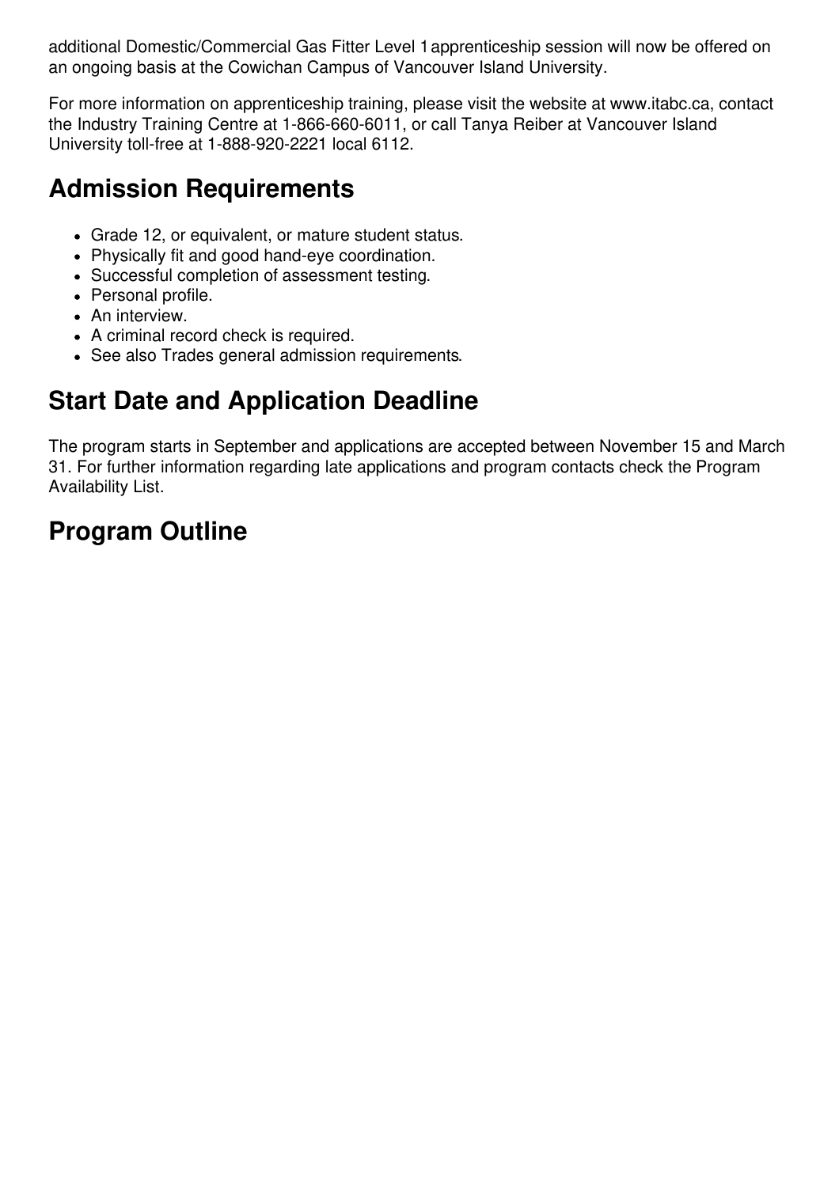additional Domestic/Commercial Gas Fitter Level 1 apprenticeship session will now be offered on an ongoing basis at the Cowichan Campus of Vancouver Island University.

For more information on apprenticeship training, please visit the website at www.itabc.ca, contact the Industry Training Centre at 1-866-660-6011, or call Tanya Reiber at Vancouver Island University toll-free at 1-888-920-2221 local 6112.

## Admission Requirements

- Grade 12, or equivalent, or mature student status.
- Physically fit and good hand-eye coordination.
- Successful completion of assessment testing.
- Personal profile.
- An interview.
- A criminal record check is required.
- See also Trades general admission requirements.

## Start Date and Application Deadline

The program starts in September and applications are accepted between November 15 and March 31. For further information regarding late applications and program contacts check the Program Availability List.

## Program Outline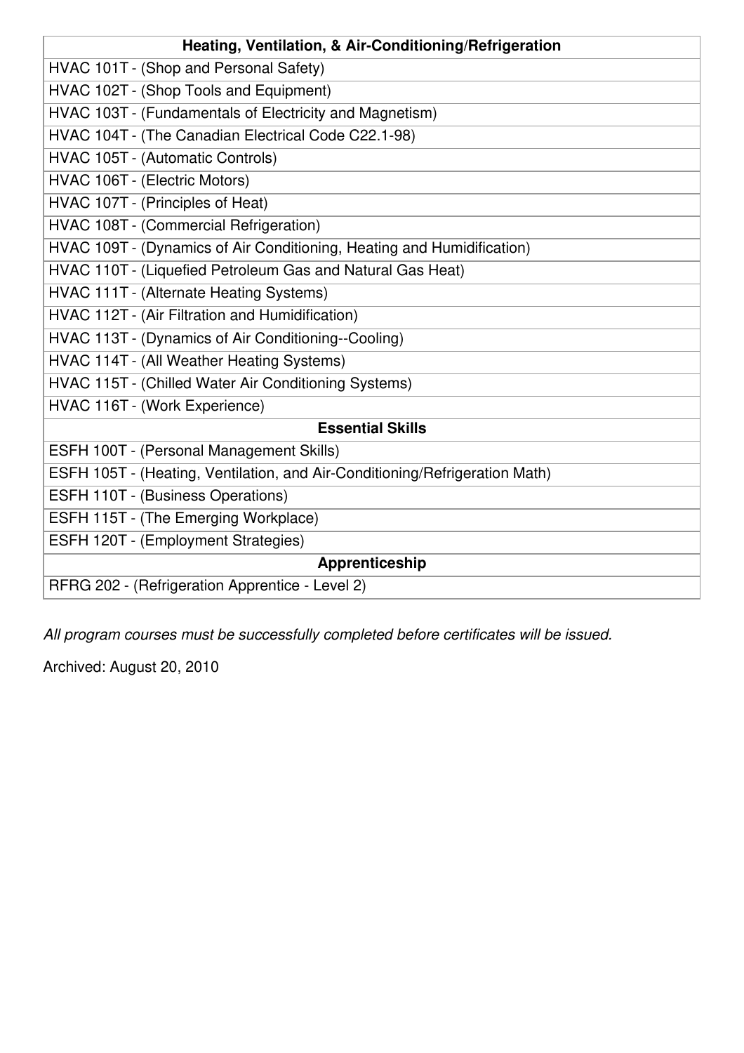| Heating, Ventilation, & Air-Conditioning/Refrigeration |
| --- |
| HVAC 101T - (Shop and Personal Safety) |
| HVAC 102T - (Shop Tools and Equipment) |
| HVAC 103T - (Fundamentals of Electricity and Magnetism) |
| HVAC 104T - (The Canadian Electrical Code C22.1-98) |
| HVAC 105T - (Automatic Controls) |
| HVAC 106T - (Electric Motors) |
| HVAC 107T - (Principles of Heat) |
| HVAC 108T - (Commercial Refrigeration) |
| HVAC 109T - (Dynamics of Air Conditioning, Heating and Humidification) |
| HVAC 110T - (Liquefied Petroleum Gas and Natural Gas Heat) |
| HVAC 111T - (Alternate Heating Systems) |
| HVAC 112T - (Air Filtration and Humidification) |
| HVAC 113T - (Dynamics of Air Conditioning--Cooling) |
| HVAC 114T - (All Weather Heating Systems) |
| HVAC 115T - (Chilled Water Air Conditioning Systems) |
| HVAC 116T - (Work Experience) |
| **Essential Skills** |
| ESFH 100T - (Personal Management Skills) |
| ESFH 105T - (Heating, Ventilation, and Air-Conditioning/Refrigeration Math) |
| ESFH 110T - (Business Operations) |
| ESFH 115T - (The Emerging Workplace) |
| ESFH 120T - (Employment Strategies) |
| **Apprenticeship** |
| RFRG 202 - (Refrigeration Apprentice - Level 2) |

*All program courses must be successfully completed before certificates will be issued.*

Archived: August 20, 2010